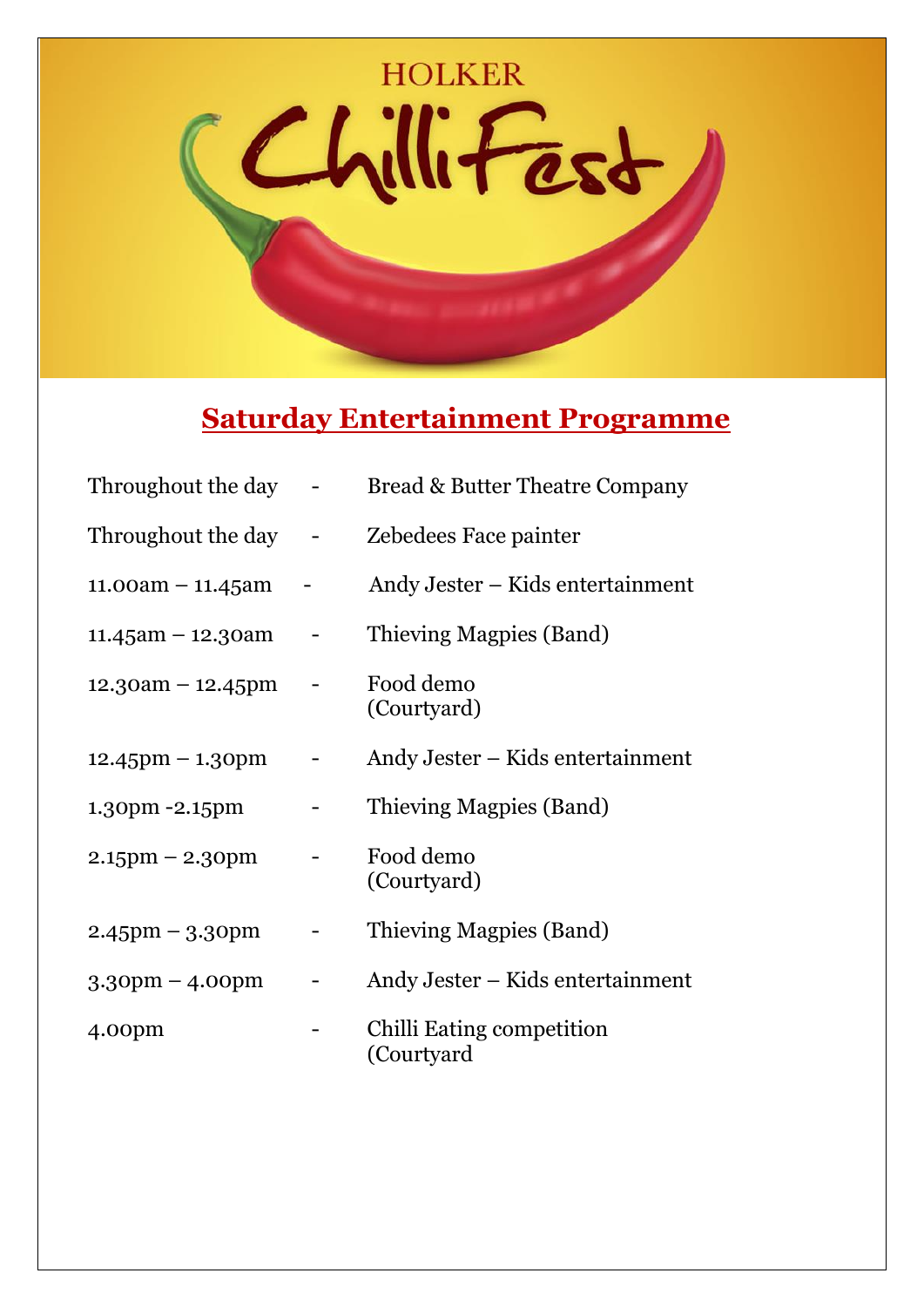HOLKER

# ChilliFest

## Saturday Entertainment Programme

| | | |
|---|---|---|
| Throughout the day | - | Bread & Butter Theatre Company |
| Throughout the day | - | Zebedees Face painter |
| 11.00am – 11.45am | - | Andy Jester – Kids entertainment |
| 11.45am – 12.30am | - | Thieving Magpies (Band) |
| 12.30am – 12.45pm | - | Food demo (Courtyard) |
| 12.45pm – 1.30pm | - | Andy Jester – Kids entertainment |
| 1.30pm -2.15pm | - | Thieving Magpies (Band) |
| 2.15pm – 2.30pm | - | Food demo (Courtyard) |
| 2.45pm – 3.30pm | - | Thieving Magpies (Band) |
| 3.30pm – 4.00pm | - | Andy Jester – Kids entertainment |
| 4.00pm | - | Chilli Eating competition (Courtyard |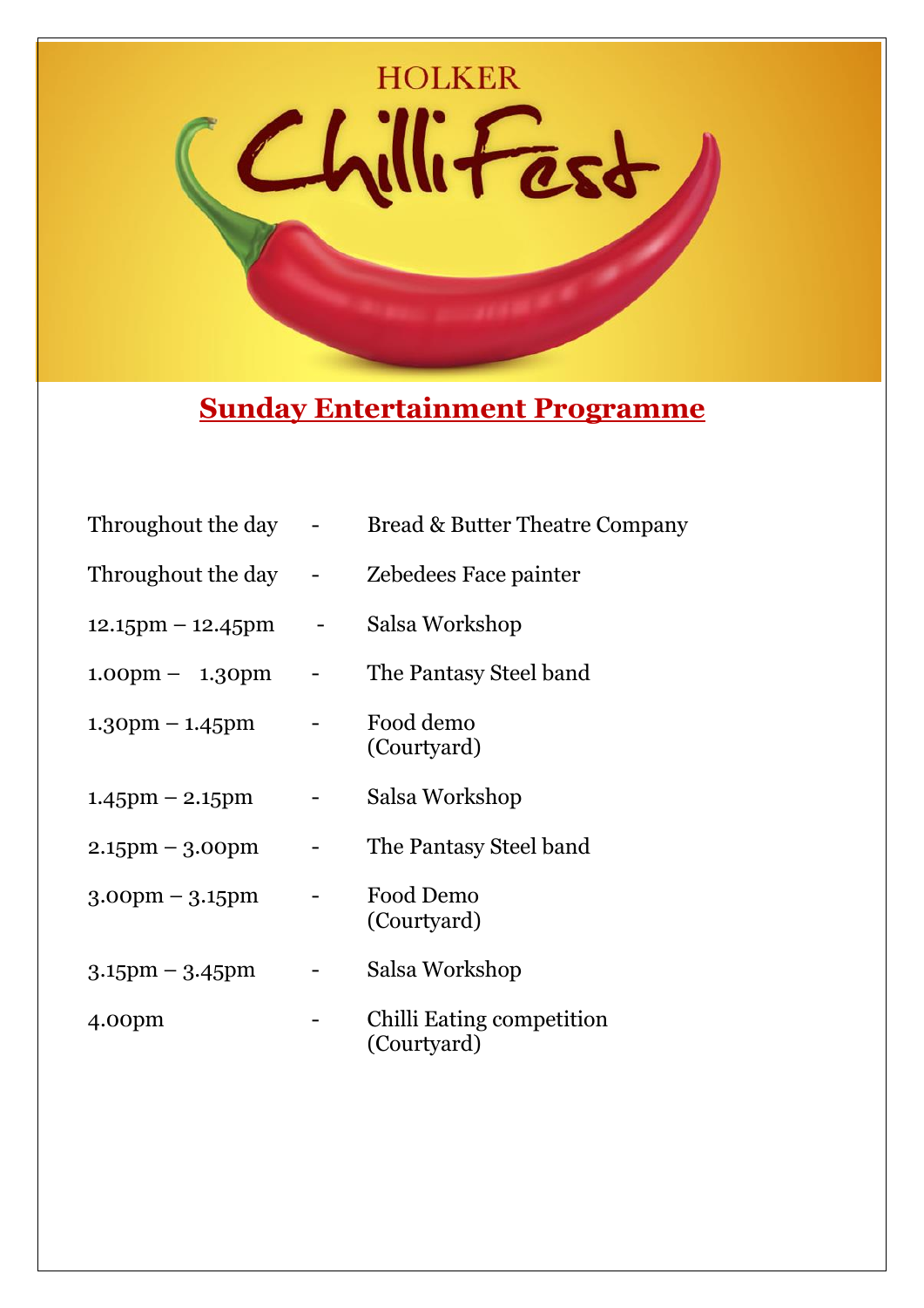HOLKER

# ChilliFest

## Sunday Entertainment Programme

| | | |
|---|---|---|
| Throughout the day | - | Bread & Butter Theatre Company |
| Throughout the day | - | Zebedees Face painter |
| 12.15pm – 12.45pm | - | Salsa Workshop |
| 1.00pm – 1.30pm | - | The Pantasy Steel band |
| 1.30pm – 1.45pm | - | Food demo (Courtyard) |
| 1.45pm – 2.15pm | - | Salsa Workshop |
| 2.15pm – 3.00pm | - | The Pantasy Steel band |
| 3.00pm – 3.15pm | - | Food Demo (Courtyard) |
| 3.15pm – 3.45pm | - | Salsa Workshop |
| 4.00pm | - | Chilli Eating competition (Courtyard) |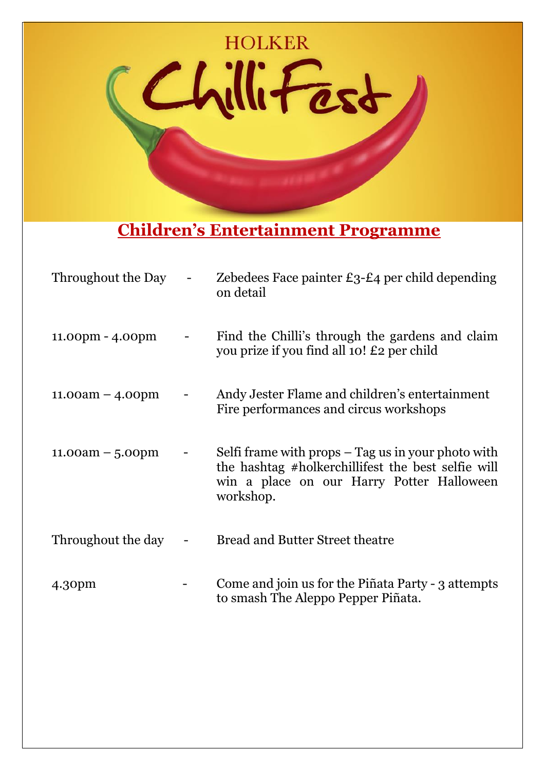HOLKER

# ChilliFest

## Children's Entertainment Programme

| | | |
|---|---|---|
| Throughout the Day | - | Zebedees Face painter £3-£4 per child depending on detail |
| 11.00pm - 4.00pm | - | Find the Chilli's through the gardens and claim you prize if you find all 10! £2 per child |
| 11.00am – 4.00pm | - | Andy Jester Flame and children's entertainment Fire performances and circus workshops |
| 11.00am – 5.00pm | - | Selfi frame with props – Tag us in your photo with the hashtag #holkerchillifest the best selfie will win a place on our Harry Potter Halloween workshop. |
| Throughout the day | - | Bread and Butter Street theatre |
| 4.30pm | - | Come and join us for the Piñata Party - 3 attempts to smash The Aleppo Pepper Piñata. |